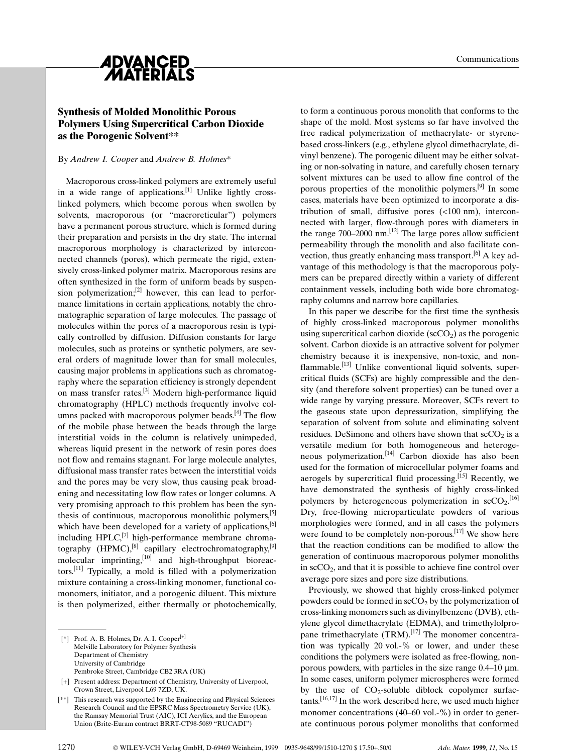# Synthesis of Molded Monolithic Porous Polymers Using Supercritical Carbon Dioxide as the Porogenic Solvent**

By *Andrew I. Cooper* and *Andrew B. Holmes**

Macroporous cross-linked polymers are extremely useful in a wide range of applications.[1] Unlike lightly cross-linked polymers, which become porous when swollen by solvents, macroporous (or "macroreticular") polymers have a permanent porous structure, which is formed during their preparation and persists in the dry state. The internal macroporous morphology is characterized by interconnected channels (pores), which permeate the rigid, extensively cross-linked polymer matrix. Macroporous resins are often synthesized in the form of uniform beads by suspension polymerization;[2] however, this can lead to performance limitations in certain applications, notably the chromatographic separation of large molecules. The passage of molecules within the pores of a macroporous resin is typically controlled by diffusion. Diffusion constants for large molecules, such as proteins or synthetic polymers, are several orders of magnitude lower than for small molecules, causing major problems in applications such as chromatography where the separation efficiency is strongly dependent on mass transfer rates.[3] Modern high-performance liquid chromatography (HPLC) methods frequently involve columns packed with macroporous polymer beads.[4] The flow of the mobile phase between the beads through the large interstitial voids in the column is relatively unimpeded, whereas liquid present in the network of resin pores does not flow and remains stagnant. For large molecule analytes, diffusional mass transfer rates between the interstitial voids and the pores may be very slow, thus causing peak broadening and necessitating low flow rates or longer columns. A very promising approach to this problem has been the synthesis of continuous, macroporous monolithic polymers,[5] which have been developed for a variety of applications,[6] including HPLC,[7] high-performance membrane chromatography (HPMC),[8] capillary electrochromatography,[9] molecular imprinting,[10] and high-throughput bioreactors.[11] Typically, a mold is filled with a polymerization mixture containing a cross-linking monomer, functional comonomers, initiator, and a porogenic diluent. This mixture is then polymerized, either thermally or photochemically, to form a continuous porous monolith that conforms to the shape of the mold. Most systems so far have involved the free radical polymerization of methacrylate- or styrene-based cross-linkers (e.g., ethylene glycol dimethacrylate, divinyl benzene). The porogenic diluent may be either solvating or non-solvating in nature, and carefully chosen ternary solvent mixtures can be used to allow fine control of the porous properties of the monolithic polymers.[9] In some cases, materials have been optimized to incorporate a distribution of small, diffusive pores (<100 nm), interconnected with larger, flow-through pores with diameters in the range 700–2000 nm.[12] The large pores allow sufficient permeability through the monolith and also facilitate convection, thus greatly enhancing mass transport.[6] A key advantage of this methodology is that the macroporous polymers can be prepared directly within a variety of different containment vessels, including both wide bore chromatography columns and narrow bore capillaries.

In this paper we describe for the first time the synthesis of highly cross-linked macroporous polymer monoliths using supercritical carbon dioxide ($scCO_2$) as the porogenic solvent. Carbon dioxide is an attractive solvent for polymer chemistry because it is inexpensive, non-toxic, and non-flammable.[13] Unlike conventional liquid solvents, supercritical fluids (SCFs) are highly compressible and the density (and therefore solvent properties) can be tuned over a wide range by varying pressure. Moreover, SCFs revert to the gaseous state upon depressurization, simplifying the separation of solvent from solute and eliminating solvent residues. DeSimone and others have shown that $scCO_2$ is a versatile medium for both homogeneous and heterogeneous polymerization.[14] Carbon dioxide has also been used for the formation of microcellular polymer foams and aerogels by supercritical fluid processing.[15] Recently, we have demonstrated the synthesis of highly cross-linked polymers by heterogeneous polymerization in $scCO_2$.[16] Dry, free-flowing microparticulate powders of various morphologies were formed, and in all cases the polymers were found to be completely non-porous.[17] We show here that the reaction conditions can be modified to allow the generation of continuous macroporous polymer monoliths in $scCO_2$, and that it is possible to achieve fine control over average pore sizes and pore size distributions.

Previously, we showed that highly cross-linked polymer powders could be formed in $scCO_2$ by the polymerization of cross-linking monomers such as divinylbenzene (DVB), ethylene glycol dimethacrylate (EDMA), and trimethylolpropane trimethacrylate (TRM).[17] The monomer concentration was typically 20 vol.-% or lower, and under these conditions the polymers were isolated as free-flowing, non-porous powders, with particles in the size range 0.4–10 μm. In some cases, uniform polymer microspheres were formed by the use of $CO_2$-soluble diblock copolymer surfactants.[16,17] In the work described here, we used much higher monomer concentrations (40–60 vol.-%) in order to generate continuous porous polymer monoliths that conformed

---

[*] Prof. A. B. Holmes, Dr. A. I. Cooper[+]
Melville Laboratory for Polymer Synthesis
Department of Chemistry
University of Cambridge
Pembroke Street, Cambridge CB2 3RA (UK)

[+] Present address: Department of Chemistry, University of Liverpool, Crown Street, Liverpool L69 7ZD, UK.

[**] This research was supported by the Engineering and Physical Sciences Research Council and the EPSRC Mass Spectrometry Service (UK), the Ramsay Memorial Trust (AIC), ICI Acrylics, and the European Union (Brite-Euram contract BRRT-CT98-5089 "RUCADI")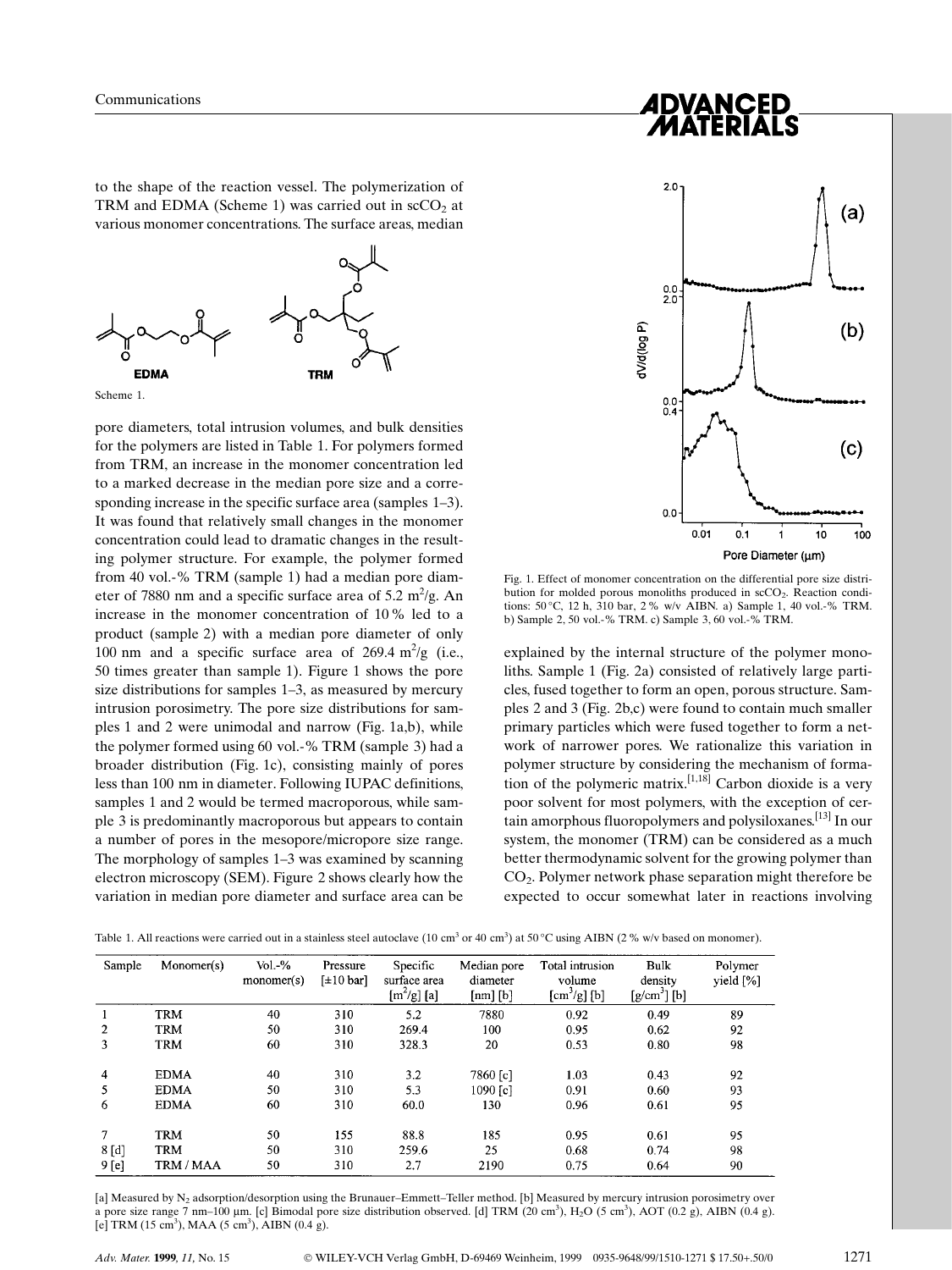to the shape of the reaction vessel. The polymerization of TRM and EDMA (Scheme 1) was carried out in $scCO_2$ at various monomer concentrations. The surface areas, median pore diameters, total intrusion volumes, and bulk densities for the polymers are listed in Table 1. For polymers formed from TRM, an increase in the monomer concentration led to a marked decrease in the median pore size and a corresponding increase in the specific surface area (samples 1–3). It was found that relatively small changes in the monomer concentration could lead to dramatic changes in the resulting polymer structure. For example, the polymer formed from 40 vol.-% TRM (sample 1) had a median pore diameter of 7880 nm and a specific surface area of 5.2 $m^2/g$. An increase in the monomer concentration of 10 % led to a product (sample 2) with a median pore diameter of only 100 nm and a specific surface area of 269.4 $m^2/g$ (i.e., 50 times greater than sample 1). Figure 1 shows the pore size distributions for samples 1–3, as measured by mercury intrusion porosimetry. The pore size distributions for samples 1 and 2 were unimodal and narrow (Fig. 1a,b), while the polymer formed using 60 vol.-% TRM (sample 3) had a broader distribution (Fig. 1c), consisting mainly of pores less than 100 nm in diameter. Following IUPAC definitions, samples 1 and 2 would be termed macroporous, while sample 3 is predominantly macroporous but appears to contain a number of pores in the mesopore/micropore size range. The morphology of samples 1–3 was examined by scanning electron microscopy (SEM). Figure 2 shows clearly how the variation in median pore diameter and surface area can be explained by the internal structure of the polymer monoliths. Sample 1 (Fig. 2a) consisted of relatively large particles, fused together to form an open, porous structure. Samples 2 and 3 (Fig. 2b,c) were found to contain much smaller primary particles which were fused together to form a network of narrower pores. We rationalize this variation in polymer structure by considering the mechanism of formation of the polymeric matrix.[1,18] Carbon dioxide is a very poor solvent for most polymers, with the exception of certain amorphous fluoropolymers and polysiloxanes.[13] In our system, the monomer (TRM) can be considered as a much better thermodynamic solvent for the growing polymer than $CO_2$. Polymer network phase separation might therefore be expected to occur somewhat later in reactions involving

Scheme 1. (EDMA, TRM)

Fig. 1. Effect of monomer concentration on the differential pore size distribution for molded porous monoliths produced in $scCO_2$. Reaction conditions: 50 °C, 12 h, 310 bar, 2 % w/v AIBN. a) Sample 1, 40 vol.-% TRM. b) Sample 2, 50 vol.-% TRM. c) Sample 3, 60 vol.-% TRM.

Table 1. All reactions were carried out in a stainless steel autoclave (10 $cm^3$ or 40 $cm^3$) at 50 °C using AIBN (2 % w/v based on monomer).

| Sample | Monomer(s) | Vol.-% monomer(s) | Pressure [±10 bar] | Specific surface area [$m^2$/g] [a] | Median pore diameter [nm] [b] | Total intrusion volume [$cm^3$/g] [b] | Bulk density [g/$cm^3$] [b] | Polymer yield [%] |
|---|---|---|---|---|---|---|---|---|
| 1 | TRM | 40 | 310 | 5.2 | 7880 | 0.92 | 0.49 | 89 |
| 2 | TRM | 50 | 310 | 269.4 | 100 | 0.95 | 0.62 | 92 |
| 3 | TRM | 60 | 310 | 328.3 | 20 | 0.53 | 0.80 | 98 |
| 4 | EDMA | 40 | 310 | 3.2 | 7860 [c] | 1.03 | 0.43 | 92 |
| 5 | EDMA | 50 | 310 | 5.3 | 1090 [c] | 0.91 | 0.60 | 93 |
| 6 | EDMA | 60 | 310 | 60.0 | 130 | 0.96 | 0.61 | 95 |
| 7 | TRM | 50 | 155 | 88.8 | 185 | 0.95 | 0.61 | 95 |
| 8 [d] | TRM | 50 | 310 | 259.6 | 25 | 0.68 | 0.74 | 98 |
| 9 [e] | TRM / MAA | 50 | 310 | 2.7 | 2190 | 0.75 | 0.64 | 90 |

[a] Measured by $N_2$ adsorption/desorption using the Brunauer–Emmett–Teller method. [b] Measured by mercury intrusion porosimetry over a pore size range 7 nm–100 µm. [c] Bimodal pore size distribution observed. [d] TRM (20 $cm^3$), $H_2O$ (5 $cm^3$), AOT (0.2 g), AIBN (0.4 g). [e] TRM (15 $cm^3$), MAA (5 $cm^3$), AIBN (0.4 g).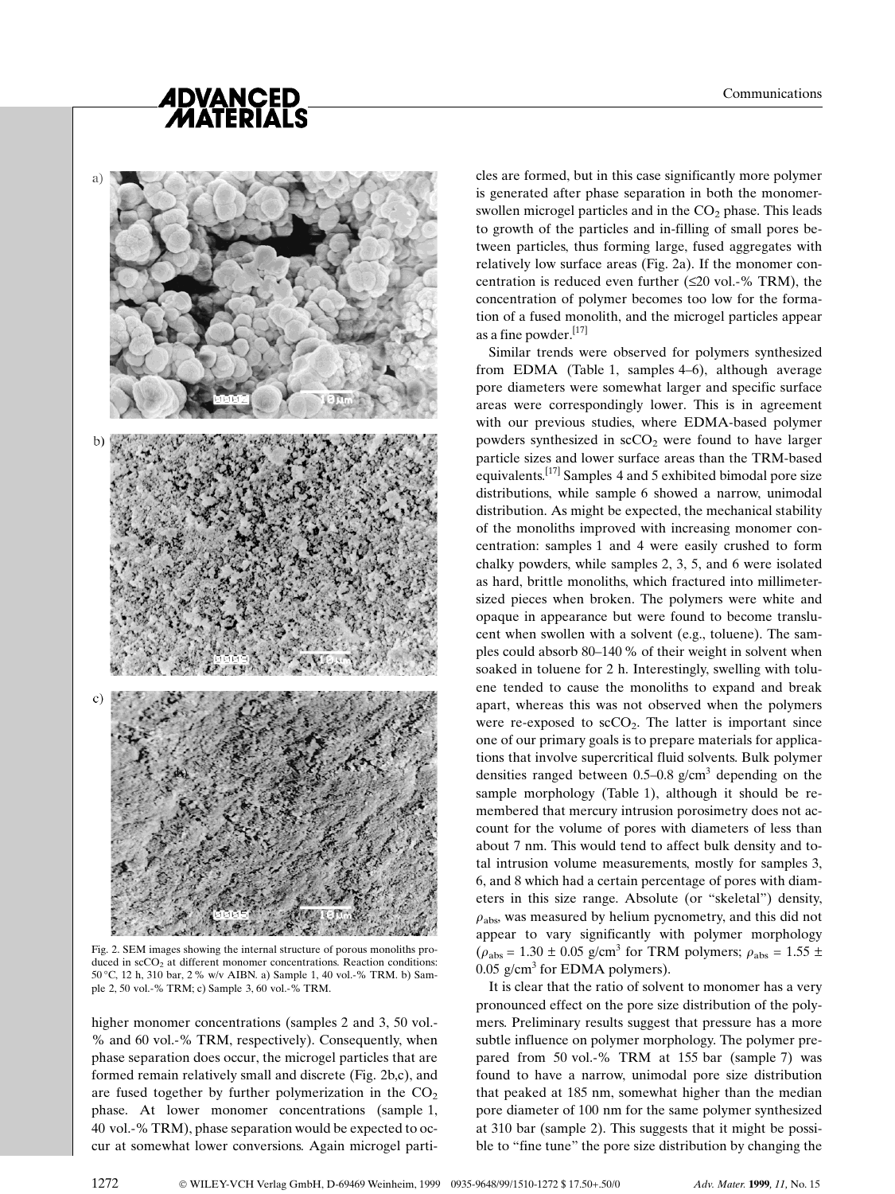Fig. 2. SEM images showing the internal structure of porous monoliths produced in $scCO_2$ at different monomer concentrations. Reaction conditions: 50 °C, 12 h, 310 bar, 2 % w/v AIBN. a) Sample 1, 40 vol.-% TRM. b) Sample 2, 50 vol.-% TRM; c) Sample 3, 60 vol.-% TRM.

higher monomer concentrations (samples 2 and 3, 50 vol.-% and 60 vol.-% TRM, respectively). Consequently, when phase separation does occur, the microgel particles that are formed remain relatively small and discrete (Fig. 2b,c), and are fused together by further polymerization in the $CO_2$ phase. At lower monomer concentrations (sample 1, 40 vol.-% TRM), phase separation would be expected to occur at somewhat lower conversions. Again microgel particles are formed, but in this case significantly more polymer is generated after phase separation in both the monomer-swollen microgel particles and in the $CO_2$ phase. This leads to growth of the particles and in-filling of small pores between particles, thus forming large, fused aggregates with relatively low surface areas (Fig. 2a). If the monomer concentration is reduced even further (≤20 vol.-% TRM), the concentration of polymer becomes too low for the formation of a fused monolith, and the microgel particles appear as a fine powder.[17]

Similar trends were observed for polymers synthesized from EDMA (Table 1, samples 4–6), although average pore diameters were somewhat larger and specific surface areas were correspondingly lower. This is in agreement with our previous studies, where EDMA-based polymer powders synthesized in $scCO_2$ were found to have larger particle sizes and lower surface areas than the TRM-based equivalents.[17] Samples 4 and 5 exhibited bimodal pore size distributions, while sample 6 showed a narrow, unimodal distribution. As might be expected, the mechanical stability of the monoliths improved with increasing monomer concentration: samples 1 and 4 were easily crushed to form chalky powders, while samples 2, 3, 5, and 6 were isolated as hard, brittle monoliths, which fractured into millimeter-sized pieces when broken. The polymers were white and opaque in appearance but were found to become translucent when swollen with a solvent (e.g., toluene). The samples could absorb 80–140 % of their weight in solvent when soaked in toluene for 2 h. Interestingly, swelling with toluene tended to cause the monoliths to expand and break apart, whereas this was not observed when the polymers were re-exposed to $scCO_2$. The latter is important since one of our primary goals is to prepare materials for applications that involve supercritical fluid solvents. Bulk polymer densities ranged between 0.5–0.8 g/cm$^3$ depending on the sample morphology (Table 1), although it should be remembered that mercury intrusion porosimetry does not account for the volume of pores with diameters of less than about 7 nm. This would tend to affect bulk density and total intrusion volume measurements, mostly for samples 3, 6, and 8 which had a certain percentage of pores with diameters in this size range. Absolute (or "skeletal") density, $\rho_{abs}$, was measured by helium pycnometry, and this did not appear to vary significantly with polymer morphology ($\rho_{abs}$ = 1.30 ± 0.05 g/cm$^3$ for TRM polymers; $\rho_{abs}$ = 1.55 ± 0.05 g/cm$^3$ for EDMA polymers).

It is clear that the ratio of solvent to monomer has a very pronounced effect on the pore size distribution of the polymers. Preliminary results suggest that pressure has a more subtle influence on polymer morphology. The polymer prepared from 50 vol.-% TRM at 155 bar (sample 7) was found to have a narrow, unimodal pore size distribution that peaked at 185 nm, somewhat higher than the median pore diameter of 100 nm for the same polymer synthesized at 310 bar (sample 2). This suggests that it might be possible to "fine tune" the pore size distribution by changing the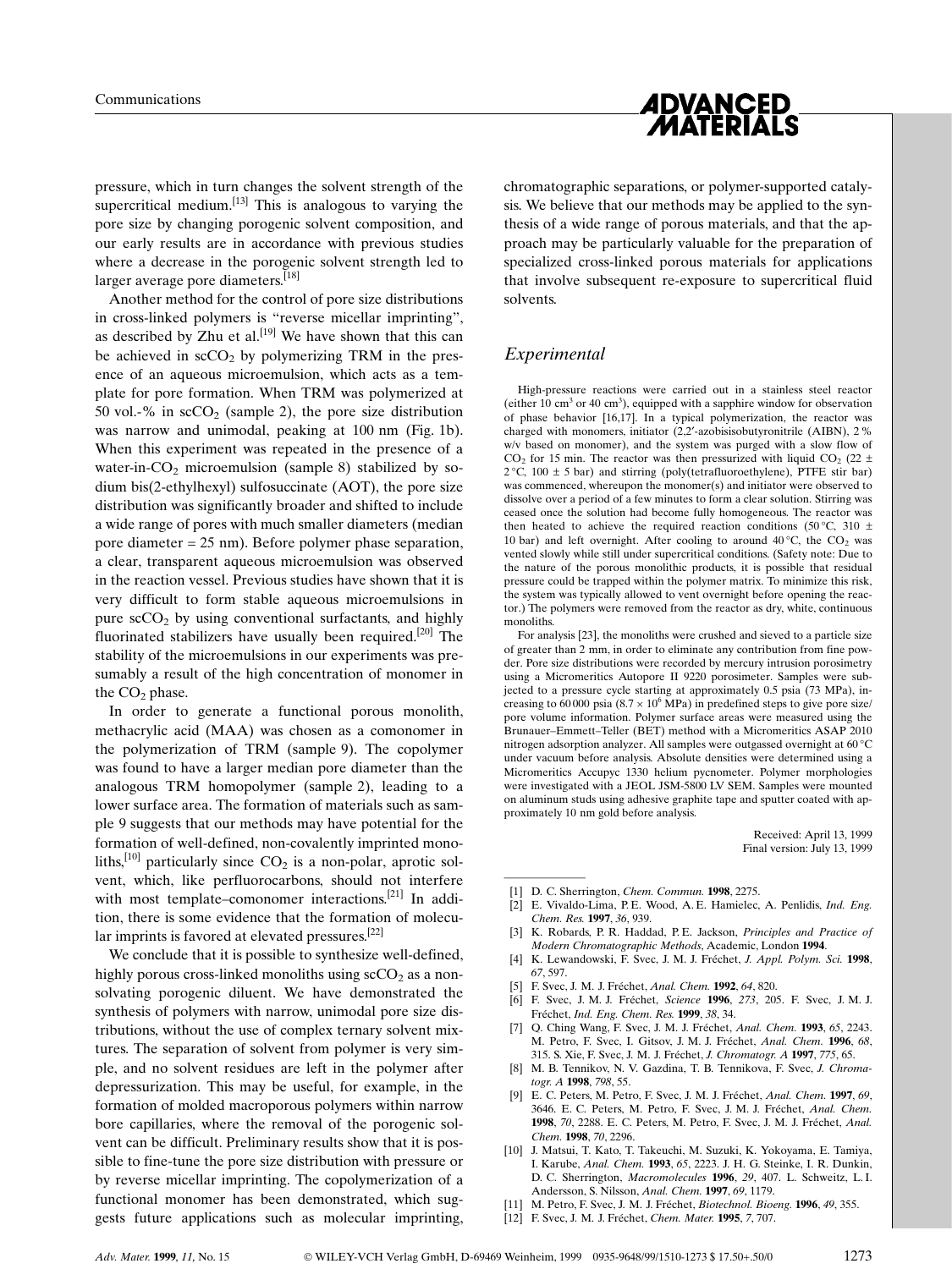pressure, which in turn changes the solvent strength of the supercritical medium.[13] This is analogous to varying the pore size by changing porogenic solvent composition, and our early results are in accordance with previous studies where a decrease in the porogenic solvent strength led to larger average pore diameters.[18]

Another method for the control of pore size distributions in cross-linked polymers is "reverse micellar imprinting", as described by Zhu et al.[19] We have shown that this can be achieved in $scCO_2$ by polymerizing TRM in the presence of an aqueous microemulsion, which acts as a template for pore formation. When TRM was polymerized at 50 vol.-% in $scCO_2$ (sample 2), the pore size distribution was narrow and unimodal, peaking at 100 nm (Fig. 1b). When this experiment was repeated in the presence of a water-in-$CO_2$ microemulsion (sample 8) stabilized by sodium bis(2-ethylhexyl) sulfosuccinate (AOT), the pore size distribution was significantly broader and shifted to include a wide range of pores with much smaller diameters (median pore diameter = 25 nm). Before polymer phase separation, a clear, transparent aqueous microemulsion was observed in the reaction vessel. Previous studies have shown that it is very difficult to form stable aqueous microemulsions in pure $scCO_2$ by using conventional surfactants, and highly fluorinated stabilizers have usually been required.[20] The stability of the microemulsions in our experiments was presumably a result of the high concentration of monomer in the $CO_2$ phase.

In order to generate a functional porous monolith, methacrylic acid (MAA) was chosen as a comonomer in the polymerization of TRM (sample 9). The copolymer was found to have a larger median pore diameter than the analogous TRM homopolymer (sample 2), leading to a lower surface area. The formation of materials such as sample 9 suggests that our methods may have potential for the formation of well-defined, non-covalently imprinted monoliths,[10] particularly since $CO_2$ is a non-polar, aprotic solvent, which, like perfluorocarbons, should not interfere with most template–comonomer interactions.[21] In addition, there is some evidence that the formation of molecular imprints is favored at elevated pressures.[22]

We conclude that it is possible to synthesize well-defined, highly porous cross-linked monoliths using $scCO_2$ as a non-solvating porogenic diluent. We have demonstrated the synthesis of polymers with narrow, unimodal pore size distributions, without the use of complex ternary solvent mixtures. The separation of solvent from polymer is very simple, and no solvent residues are left in the polymer after depressurization. This may be useful, for example, in the formation of molded macroporous polymers within narrow bore capillaries, where the removal of the porogenic solvent can be difficult. Preliminary results show that it is possible to fine-tune the pore size distribution with pressure or by reverse micellar imprinting. The copolymerization of a functional monomer has been demonstrated, which suggests future applications such as molecular imprinting, chromatographic separations, or polymer-supported catalysis. We believe that our methods may be applied to the synthesis of a wide range of porous materials, and that the approach may be particularly valuable for the preparation of specialized cross-linked porous materials for applications that involve subsequent re-exposure to supercritical fluid solvents.

## *Experimental*

High-pressure reactions were carried out in a stainless steel reactor (either 10 $cm^3$ or 40 $cm^3$), equipped with a sapphire window for observation of phase behavior [16,17]. In a typical polymerization, the reactor was charged with monomers, initiator (2,2′-azobisisobutyronitrile (AIBN), 2 % w/v based on monomer), and the system was purged with a slow flow of $CO_2$ for 15 min. The reactor was then pressurized with liquid $CO_2$ (22 ± 2 °C, 100 ± 5 bar) and stirring (poly(tetrafluoroethylene), PTFE stir bar) was commenced, whereupon the monomer(s) and initiator were observed to dissolve over a period of a few minutes to form a clear solution. Stirring was ceased once the solution had become fully homogeneous. The reactor was then heated to achieve the required reaction conditions (50 °C, 310 ± 10 bar) and left overnight. After cooling to around 40 °C, the $CO_2$ was vented slowly while still under supercritical conditions. (Safety note: Due to the nature of the porous monolithic products, it is possible that residual pressure could be trapped within the polymer matrix. To minimize this risk, the system was typically allowed to vent overnight before opening the reactor.) The polymers were removed from the reactor as dry, white, continuous monoliths.

For analysis [23], the monoliths were crushed and sieved to a particle size of greater than 2 mm, in order to eliminate any contribution from fine powder. Pore size distributions were recorded by mercury intrusion porosimetry using a Micromeritics Autopore II 9220 porosimeter. Samples were subjected to a pressure cycle starting at approximately 0.5 psia (73 MPa), increasing to 60 000 psia ($8.7 \times 10^6$ MPa) in predefined steps to give pore size/pore volume information. Polymer surface areas were measured using the Brunauer–Emmett–Teller (BET) method with a Micromeritics ASAP 2010 nitrogen adsorption analyzer. All samples were outgassed overnight at 60 °C under vacuum before analysis. Absolute densities were determined using a Micromeritics Accupyc 1330 helium pycnometer. Polymer morphologies were investigated with a JEOL JSM-5800 LV SEM. Samples were mounted on aluminum studs using adhesive graphite tape and sputter coated with approximately 10 nm gold before analysis.

Received: April 13, 1999
Final version: July 13, 1999

---

[1] D. C. Sherrington, *Chem. Commun.* **1998**, 2275.
[2] E. Vivaldo-Lima, P. E. Wood, A. E. Hamielec, A. Penlidis, *Ind. Eng. Chem. Res.* **1997**, *36*, 939.
[3] K. Robards, P. R. Haddad, P. E. Jackson, *Principles and Practice of Modern Chromatographic Methods*, Academic, London **1994**.
[4] K. Lewandowski, F. Svec, J. M. J. Fréchet, *J. Appl. Polym. Sci.* **1998**, *67*, 597.
[5] F. Svec, J. M. J. Fréchet, *Anal. Chem.* **1992**, *64*, 820.
[6] F. Svec, J. M. J. Fréchet, *Science* **1996**, *273*, 205. F. Svec, J. M. J. Fréchet, *Ind. Eng. Chem. Res.* **1999**, *38*, 34.
[7] Q. Ching Wang, F. Svec, J. M. J. Fréchet, *Anal. Chem.* **1993**, *65*, 2243. M. Petro, F. Svec, I. Gitsov, J. M. J. Fréchet, *Anal. Chem.* **1996**, *68*, 315. S. Xie, F. Svec, J. M. J. Fréchet, *J. Chromatogr. A* **1997**, *775*, 65.
[8] M. B. Tennikov, N. V. Gazdina, T. B. Tennikova, F. Svec, *J. Chromatogr. A* **1998**, *798*, 55.
[9] E. C. Peters, M. Petro, F. Svec, J. M. J. Fréchet, *Anal. Chem.* **1997**, *69*, 3646. E. C. Peters, M. Petro, F. Svec, J. M. J. Fréchet, *Anal. Chem.* **1998**, *70*, 2288. E. C. Peters, M. Petro, F. Svec, J. M. J. Fréchet, *Anal. Chem.* **1998**, *70*, 2296.
[10] J. Matsui, T. Kato, T. Takeuchi, M. Suzuki, K. Yokoyama, E. Tamiya, I. Karube, *Anal. Chem.* **1993**, *65*, 2223. J. H. G. Steinke, I. R. Dunkin, D. C. Sherrington, *Macromolecules* **1996**, *29*, 407. L. Schweitz, L. I. Andersson, S. Nilsson, *Anal. Chem.* **1997**, *69*, 1179.
[11] M. Petro, F. Svec, J. M. J. Fréchet, *Biotechnol. Bioeng.* **1996**, *49*, 355.
[12] F. Svec, J. M. J. Fréchet, *Chem. Mater.* **1995**, *7*, 707.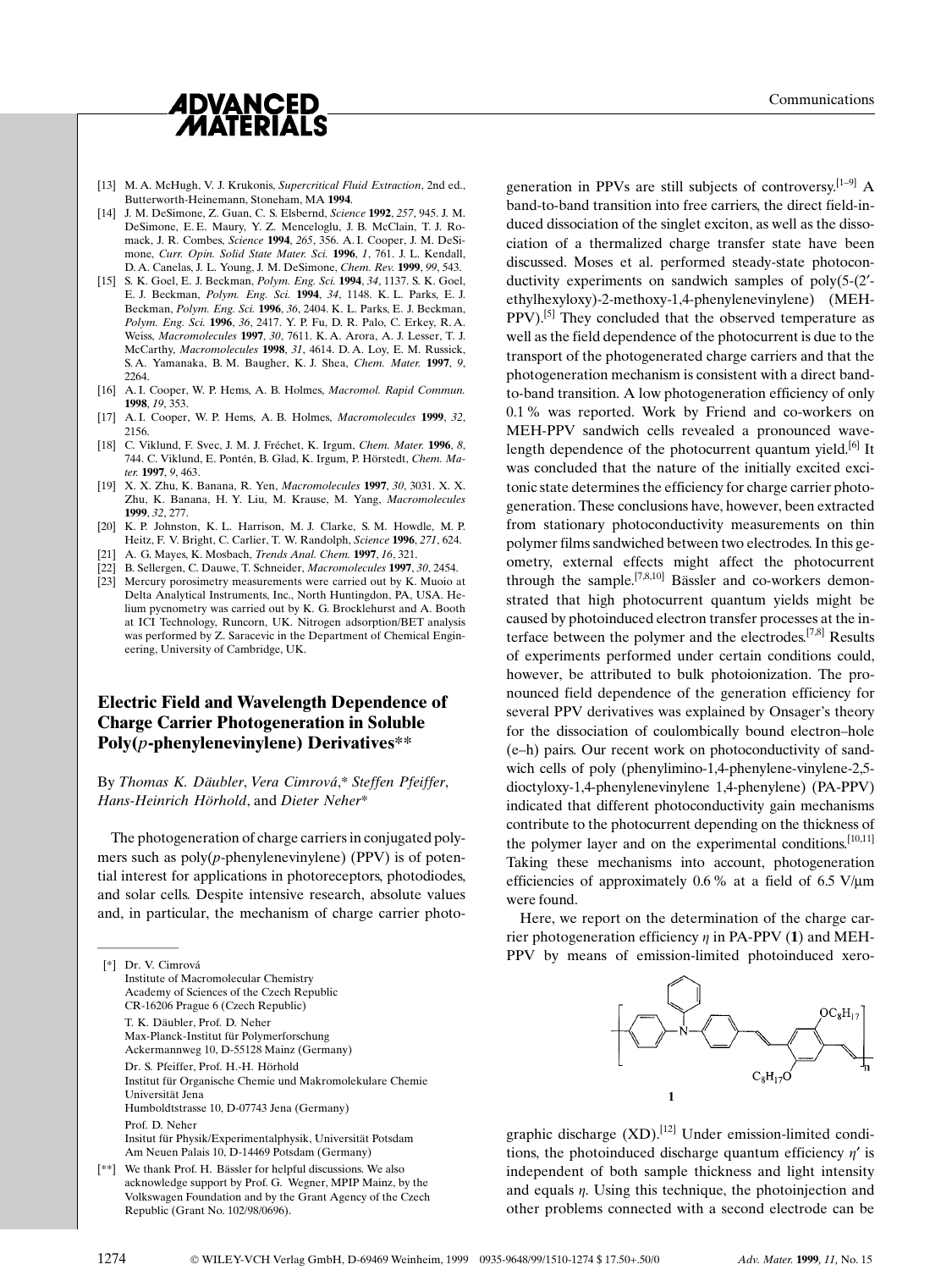[13] M. A. McHugh, V. J. Krukonis, *Supercritical Fluid Extraction*, 2nd ed., Butterworth-Heinemann, Stoneham, MA **1994**.

[14] J. M. DeSimone, Z. Guan, C. S. Elsbernd, *Science* **1992**, *257*, 945. J. M. DeSimone, E. E. Maury, Y. Z. Menceloglu, J. B. McClain, T. J. Romack, J. R. Combes, *Science* **1994**, *265*, 356. A. I. Cooper, J. M. DeSimone, *Curr. Opin. Solid State Mater. Sci.* **1996**, *1*, 761. J. L. Kendall, D. A. Canelas, J. L. Young, J. M. DeSimone, *Chem. Rev.* **1999**, *99*, 543.

[15] S. K. Goel, E. J. Beckman, *Polym. Eng. Sci.* **1994**, *34*, 1137. S. K. Goel, E. J. Beckman, *Polym. Eng. Sci.* **1994**, *34*, 1148. K. L. Parks, E. J. Beckman, *Polym. Eng. Sci.* **1996**, *36*, 2404. K. L. Parks, E. J. Beckman, *Polym. Eng. Sci.* **1996**, *36*, 2417. Y. P. Fu, D. R. Palo, C. Erkey, R. A. Weiss, *Macromolecules* **1997**, *30*, 7611. K. A. Arora, A. J. Lesser, T. J. McCarthy, *Macromolecules* **1998**, *31*, 4614. D. A. Loy, E. M. Russick, S. A. Yamanaka, B. M. Baugher, K. J. Shea, *Chem. Mater.* **1997**, *9*, 2264.

[16] A. I. Cooper, W. P. Hems, A. B. Holmes, *Macromol. Rapid Commun.* **1998**, *19*, 353.

[17] A. I. Cooper, W. P. Hems, A. B. Holmes, *Macromolecules* **1999**, *32*, 2156.

[18] C. Viklund, F. Svec, J. M. J. Fréchet, K. Irgum, *Chem. Mater.* **1996**, *8*, 744. C. Viklund, E. Pontén, B. Glad, K. Irgum, P. Hörstedt, *Chem. Mater.* **1997**, *9*, 463.

[19] X. X. Zhu, K. Banana, R. Yen, *Macromolecules* **1997**, *30*, 3031. X. X. Zhu, K. Banana, H. Y. Liu, M. Krause, M. Yang, *Macromolecules* **1999**, *32*, 277.

[20] K. P. Johnston, K. L. Harrison, M. J. Clarke, S. M. Howdle, M. P. Heitz, F. V. Bright, C. Carlier, T. W. Randolph, *Science* **1996**, *271*, 624.

[21] A. G. Mayes, K. Mosbach, *Trends Anal. Chem.* **1997**, *16*, 321.

[22] B. Sellergen, C. Dauwe, T. Schneider, *Macromolecules* **1997**, *30*, 2454.

[23] Mercury porosimetry measurements were carried out by K. Muoio at Delta Analytical Instruments, Inc., North Huntingdon, PA, USA. Helium pycnometry was carried out by K. G. Brocklehurst and A. Booth at ICI Technology, Runcorn, UK. Nitrogen adsorption/BET analysis was performed by Z. Saracevic in the Department of Chemical Engineering, University of Cambridge, UK.

## Electric Field and Wavelength Dependence of Charge Carrier Photogeneration in Soluble Poly(*p*-phenylenevinylene) Derivatives**

By *Thomas K. Däubler*, *Vera Cimrová*,* *Steffen Pfeiffer*, *Hans-Heinrich Hörhold*, and *Dieter Neher**

The photogeneration of charge carriers in conjugated polymers such as poly(*p*-phenylenevinylene) (PPV) is of potential interest for applications in photoreceptors, photodiodes, and solar cells. Despite intensive research, absolute values and, in particular, the mechanism of charge carrier photogeneration in PPVs are still subjects of controversy.[1–9] A band-to-band transition into free carriers, the direct field-induced dissociation of the singlet exciton, as well as the dissociation of a thermalized charge transfer state have been discussed. Moses et al. performed steady-state photoconductivity experiments on sandwich samples of poly(5-(2′-ethylhexyloxy)-2-methoxy-1,4-phenylenevinylene) (MEH-PPV).[5] They concluded that the observed temperature as well as the field dependence of the photocurrent is due to the transport of the photogenerated charge carriers and that the photogeneration mechanism is consistent with a direct band-to-band transition. A low photogeneration efficiency of only 0.1 % was reported. Work by Friend and co-workers on MEH-PPV sandwich cells revealed a pronounced wavelength dependence of the photocurrent quantum yield.[6] It was concluded that the nature of the initially excited excitonic state determines the efficiency for charge carrier photogeneration. These conclusions have, however, been extracted from stationary photoconductivity measurements on thin polymer films sandwiched between two electrodes. In this geometry, external effects might affect the photocurrent through the sample.[7,8,10] Bässler and co-workers demonstrated that high photocurrent quantum yields might be caused by photoinduced electron transfer processes at the interface between the polymer and the electrodes.[7,8] Results of experiments performed under certain conditions could, however, be attributed to bulk photoionization. The pronounced field dependence of the generation efficiency for several PPV derivatives was explained by Onsager's theory for the dissociation of coulombically bound electron–hole (e–h) pairs. Our recent work on photoconductivity of sandwich cells of poly (phenylimino-1,4-phenylene-vinylene-2,5-dioctyloxy-1,4-phenylenevinylene 1,4-phenylene) (PA-PPV) indicated that different photoconductivity gain mechanisms contribute to the photocurrent depending on the thickness of the polymer layer and on the experimental conditions.[10,11] Taking these mechanisms into account, photogeneration efficiencies of approximately 0.6 % at a field of 6.5 V/μm were found.

Here, we report on the determination of the charge carrier photogeneration efficiency $\eta$ in PA-PPV (**1**) and MEH-PPV by means of emission-limited photoinduced xerographic discharge (XD).[12] Under emission-limited conditions, the photoinduced discharge quantum efficiency $\eta'$ is independent of both sample thickness and light intensity and equals $\eta$. Using this technique, the photoinjection and other problems connected with a second electrode can be

---

[*] Dr. V. Cimrová
Institute of Macromolecular Chemistry
Academy of Sciences of the Czech Republic
CR-16206 Prague 6 (Czech Republic)
T. K. Däubler, Prof. D. Neher
Max-Planck-Institut für Polymerforschung
Ackermannweg 10, D-55128 Mainz (Germany)
Dr. S. Pfeiffer, Prof. H.-H. Hörhold
Institut für Organische Chemie und Makromolekulare Chemie
Universität Jena
Humboldtstrasse 10, D-07743 Jena (Germany)
Prof. D. Neher
Insitut für Physik/Experimentalphysik, Universität Potsdam
Am Neuen Palais 10, D-14469 Potsdam (Germany)

[**] We thank Prof. H. Bässler for helpful discussions. We also acknowledge support by Prof. G. Wegner, MPIP Mainz, by the Volkswagen Foundation and by the Grant Agency of the Czech Republic (Grant No. 102/98/0696).